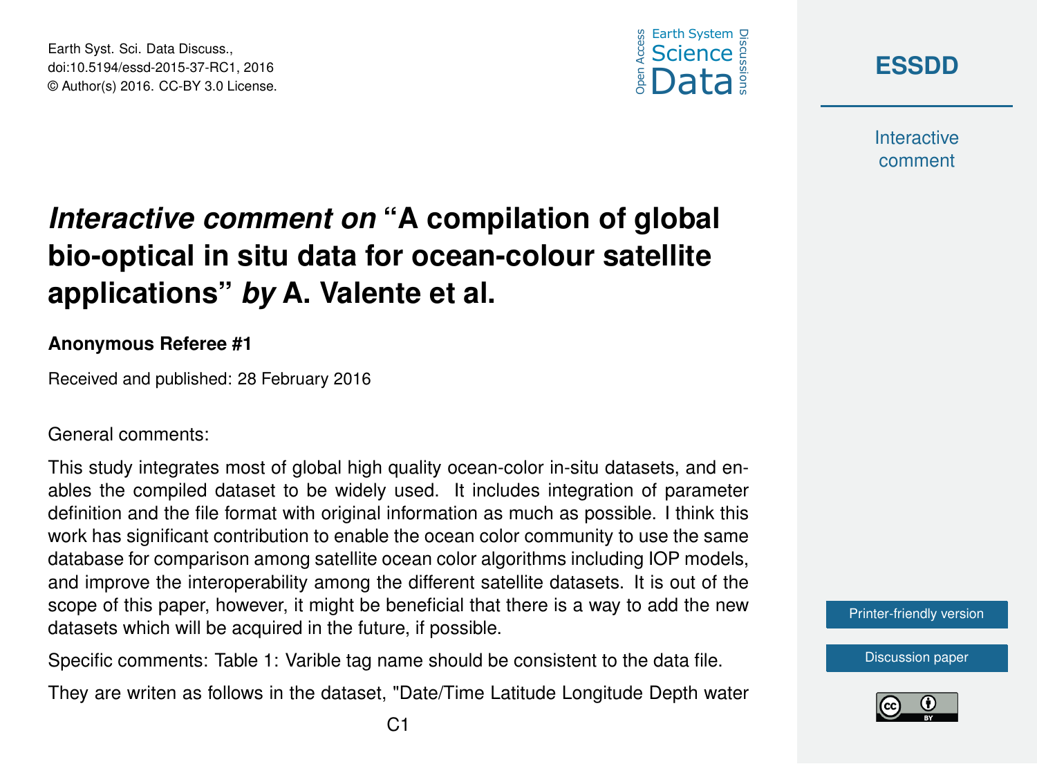# *Interactive comment on* "A compilation of global bio-optical in situ data for ocean-colour satellite applications" *by* A. Valente et al.

**Anonymous Referee #1**

Received and published: 28 February 2016

General comments:

This study integrates most of global high quality ocean-color in-situ datasets, and enables the compiled dataset to be widely used. It includes integration of parameter definition and the file format with original information as much as possible. I think this work has significant contribution to enable the ocean color community to use the same database for comparison among satellite ocean color algorithms including IOP models, and improve the interoperability among the different satellite datasets. It is out of the scope of this paper, however, it might be beneficial that there is a way to add the new datasets which will be acquired in the future, if possible.

Specific comments: Table 1: Varible tag name should be consistent to the data file.

They are writen as follows in the dataset, "Date/Time Latitude Longitude Depth water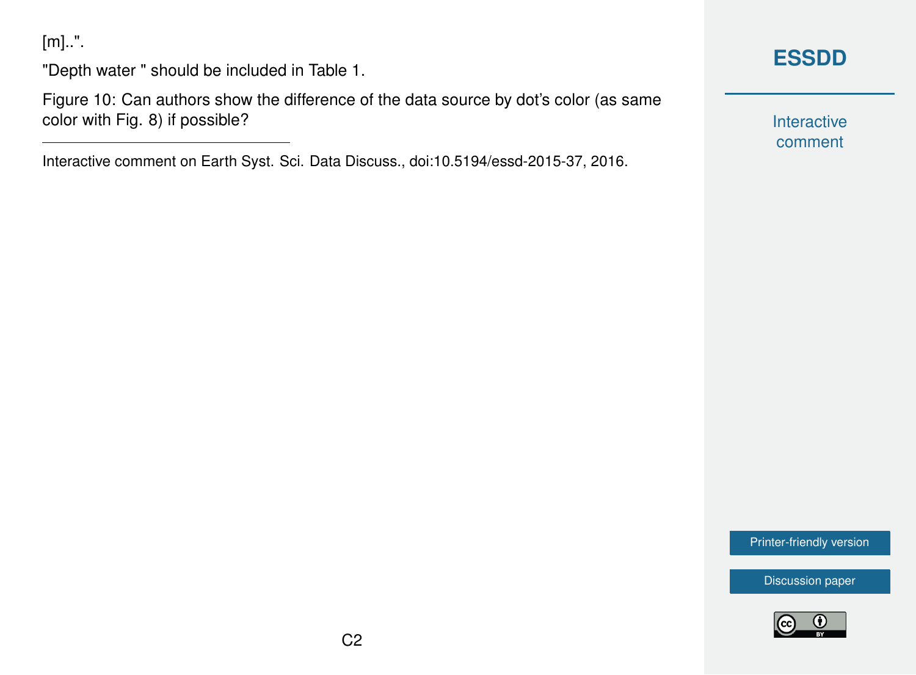[m]..".

"Depth water " should be included in Table 1.

Figure 10: Can authors show the difference of the data source by dot's color (as same color with Fig. 8) if possible?

---

Interactive comment on Earth Syst. Sci. Data Discuss., doi:10.5194/essd-2015-37, 2016.